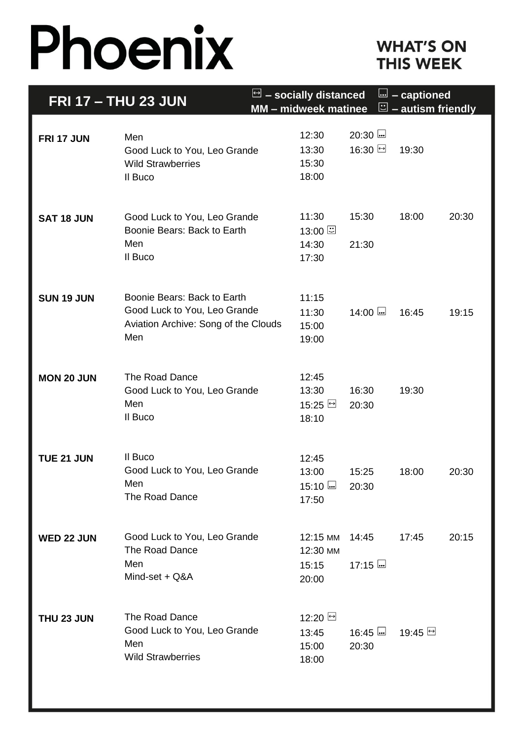# Phoenix

## WHAT'S ON THIS WEEK

**FRI 17 – THU 23 JUN**

⊡ – socially distanced | ⊡ – captioned | MM – midweek matinee | ⊡ – autism friendly

| Day | Film | Times | | | |
|---|---|---|---|---|---|
| **FRI 17 JUN** | Men | 12:30 | 20:30 (captioned) | | |
| | Good Luck to You, Leo Grande | 13:30 | 16:30 (socially distanced) | 19:30 | |
| | Wild Strawberries | 15:30 | | | |
| | Il Buco | 18:00 | | | |
| **SAT 18 JUN** | Good Luck to You, Leo Grande | 11:30 | 15:30 | 18:00 | 20:30 |
| | Boonie Bears: Back to Earth | 13:00 (autism friendly) | | | |
| | Men | 14:30 | 21:30 | | |
| | Il Buco | 17:30 | | | |
| **SUN 19 JUN** | Boonie Bears: Back to Earth | 11:15 | | | |
| | Good Luck to You, Leo Grande | 11:30 | 14:00 (captioned) | 16:45 | 19:15 |
| | Aviation Archive: Song of the Clouds | 15:00 | | | |
| | Men | 19:00 | | | |
| **MON 20 JUN** | The Road Dance | 12:45 | | | |
| | Good Luck to You, Leo Grande | 13:30 | 16:30 | 19:30 | |
| | Men | 15:25 (socially distanced) | 20:30 | | |
| | Il Buco | 18:10 | | | |
| **TUE 21 JUN** | Il Buco | 12:45 | | | |
| | Good Luck to You, Leo Grande | 13:00 | 15:25 | 18:00 | 20:30 |
| | Men | 15:10 (captioned) | 20:30 | | |
| | The Road Dance | 17:50 | | | |
| **WED 22 JUN** | Good Luck to You, Leo Grande | 12:15 MM | 14:45 | 17:45 | 20:15 |
| | The Road Dance | 12:30 MM | | | |
| | Men | 15:15 | 17:15 (captioned) | | |
| | Mind-set + Q&A | 20:00 | | | |
| **THU 23 JUN** | The Road Dance | 12:20 (socially distanced) | | | |
| | Good Luck to You, Leo Grande | 13:45 | 16:45 (captioned) | 19:45 (socially distanced) | |
| | Men | 15:00 | 20:30 | | |
| | Wild Strawberries | 18:00 | | | |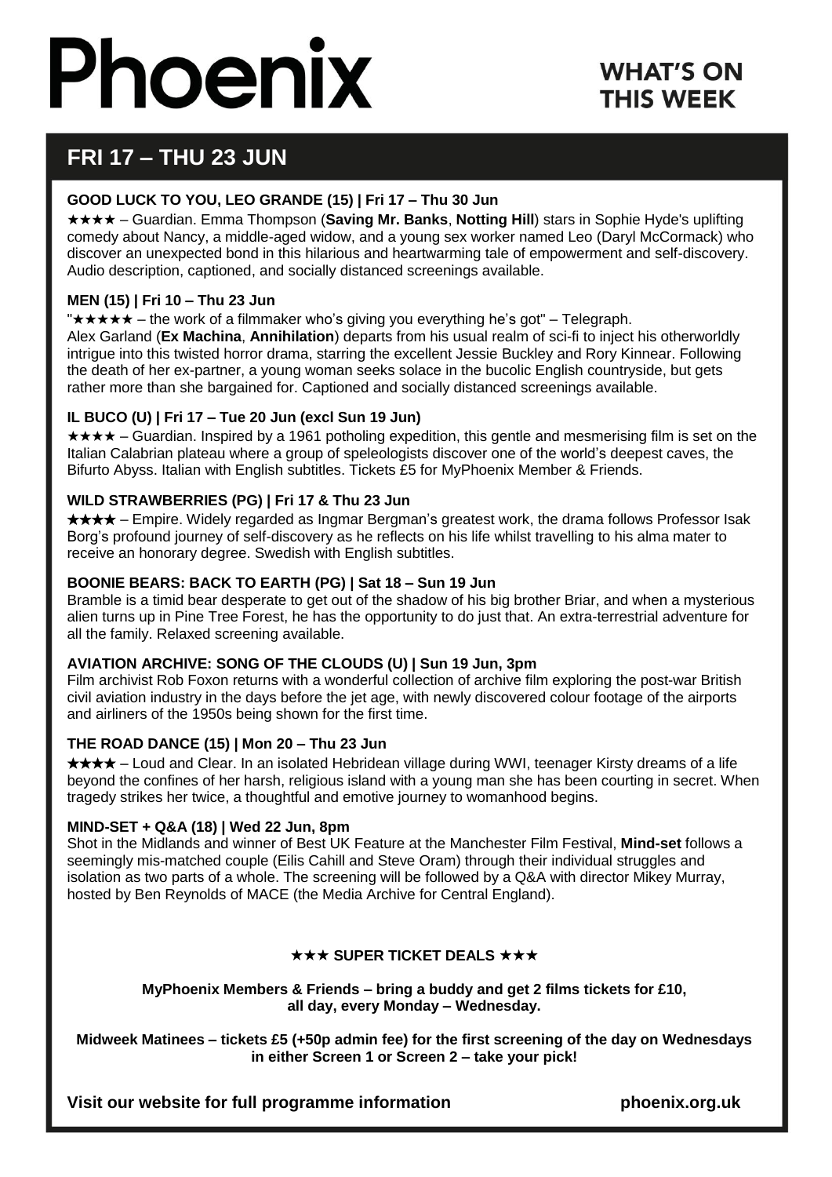# Phoenix

## WHAT'S ON THIS WEEK

## FRI 17 – THU 23 JUN

**GOOD LUCK TO YOU, LEO GRANDE (15) | Fri 17 – Thu 30 Jun**

★★★★ – Guardian. Emma Thompson (**Saving Mr. Banks**, **Notting Hill**) stars in Sophie Hyde's uplifting comedy about Nancy, a middle-aged widow, and a young sex worker named Leo (Daryl McCormack) who discover an unexpected bond in this hilarious and heartwarming tale of empowerment and self-discovery. Audio description, captioned, and socially distanced screenings available.

**MEN (15) | Fri 10 – Thu 23 Jun**

"★★★★★ – the work of a filmmaker who's giving you everything he's got" – Telegraph.
Alex Garland (**Ex Machina**, **Annihilation**) departs from his usual realm of sci-fi to inject his otherworldly intrigue into this twisted horror drama, starring the excellent Jessie Buckley and Rory Kinnear. Following the death of her ex-partner, a young woman seeks solace in the bucolic English countryside, but gets rather more than she bargained for. Captioned and socially distanced screenings available.

**IL BUCO (U) | Fri 17 – Tue 20 Jun (excl Sun 19 Jun)**

★★★★ – Guardian. Inspired by a 1961 potholing expedition, this gentle and mesmerising film is set on the Italian Calabrian plateau where a group of speleologists discover one of the world's deepest caves, the Bifurto Abyss. Italian with English subtitles. Tickets £5 for MyPhoenix Member & Friends.

**WILD STRAWBERRIES (PG) | Fri 17 & Thu 23 Jun**

★★★★ – Empire. Widely regarded as Ingmar Bergman's greatest work, the drama follows Professor Isak Borg's profound journey of self-discovery as he reflects on his life whilst travelling to his alma mater to receive an honorary degree. Swedish with English subtitles.

**BOONIE BEARS: BACK TO EARTH (PG) | Sat 18 – Sun 19 Jun**

Bramble is a timid bear desperate to get out of the shadow of his big brother Briar, and when a mysterious alien turns up in Pine Tree Forest, he has the opportunity to do just that. An extra-terrestrial adventure for all the family. Relaxed screening available.

**AVIATION ARCHIVE: SONG OF THE CLOUDS (U) | Sun 19 Jun, 3pm**

Film archivist Rob Foxon returns with a wonderful collection of archive film exploring the post-war British civil aviation industry in the days before the jet age, with newly discovered colour footage of the airports and airliners of the 1950s being shown for the first time.

**THE ROAD DANCE (15) | Mon 20 – Thu 23 Jun**

★★★★ – Loud and Clear. In an isolated Hebridean village during WWI, teenager Kirsty dreams of a life beyond the confines of her harsh, religious island with a young man she has been courting in secret. When tragedy strikes her twice, a thoughtful and emotive journey to womanhood begins.

**MIND-SET + Q&A (18) | Wed 22 Jun, 8pm**

Shot in the Midlands and winner of Best UK Feature at the Manchester Film Festival, **Mind-set** follows a seemingly mis-matched couple (Eilis Cahill and Steve Oram) through their individual struggles and isolation as two parts of a whole. The screening will be followed by a Q&A with director Mikey Murray, hosted by Ben Reynolds of MACE (the Media Archive for Central England).

**★★★ SUPER TICKET DEALS ★★★**

**MyPhoenix Members & Friends – bring a buddy and get 2 films tickets for £10, all day, every Monday – Wednesday.**

**Midweek Matinees – tickets £5 (+50p admin fee) for the first screening of the day on Wednesdays in either Screen 1 or Screen 2 – take your pick!**

**Visit our website for full programme information** **phoenix.org.uk**